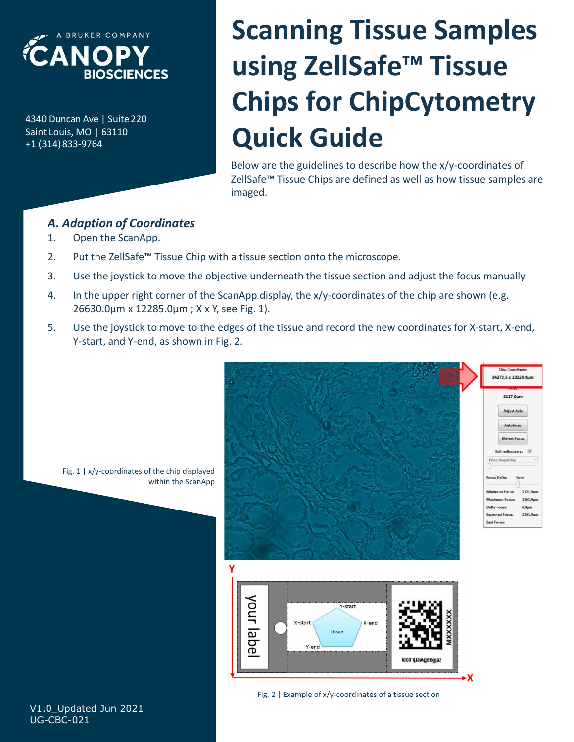A BRUKER COMPANY
CANOPY BIOSCIENCES

4340 Duncan Ave | Suite 220
Saint Louis, MO | 63110
+1 (314) 833-9764

# Scanning Tissue Samples using ZellSafe™ Tissue Chips for ChipCytometry Quick Guide

Below are the guidelines to describe how the x/y-coordinates of ZellSafe™ Tissue Chips are defined as well as how tissue samples are imaged.

## *A. Adaption of Coordinates*

1. Open the ScanApp.
2. Put the ZellSafe™ Tissue Chip with a tissue section onto the microscope.
3. Use the joystick to move the objective underneath the tissue section and adjust the focus manually.
4. In the upper right corner of the ScanApp display, the x/y-coordinates of the chip are shown (e.g. 26630.0µm x 12285.0µm ; X x Y, see Fig. 1).
5. Use the joystick to move to the edges of the tissue and record the new coordinates for X-start, X-end, Y-start, and Y-end, as shown in Fig. 2.

Fig. 1 | x/y-coordinates of the chip displayed within the ScanApp

Fig. 2 | Example of x/y-coordinates of a tissue section

V1.0_Updated Jun 2021
UG-CBC-021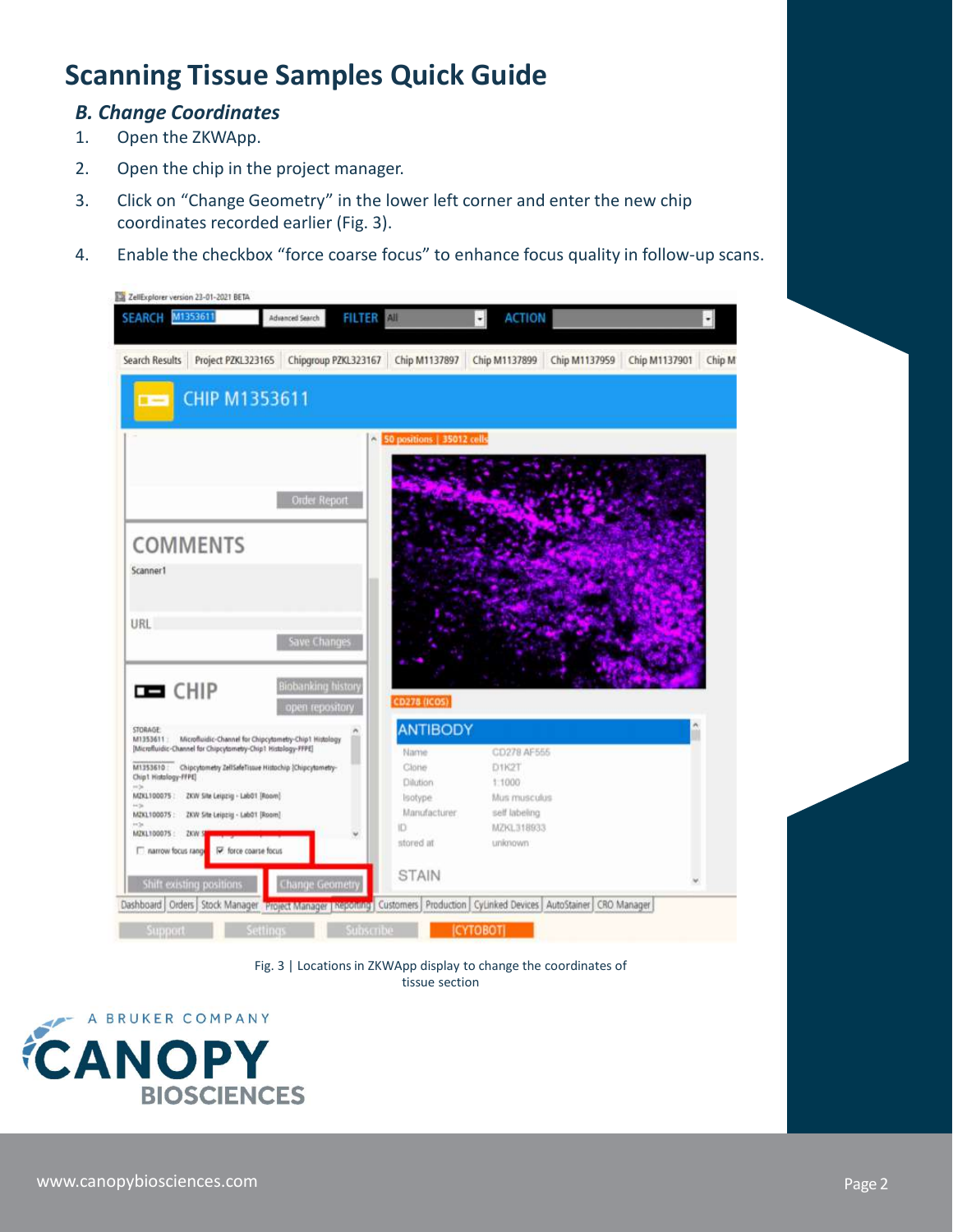# Scanning Tissue Samples Quick Guide

### *B. Change Coordinates*

1. Open the ZKWApp.
2. Open the chip in the project manager.
3. Click on “Change Geometry” in the lower left corner and enter the new chip coordinates recorded earlier (Fig. 3).
4. Enable the checkbox “force coarse focus” to enhance focus quality in follow-up scans.

Fig. 3 | Locations in ZKWApp display to change the coordinates of tissue section

www.canopybiosciences.com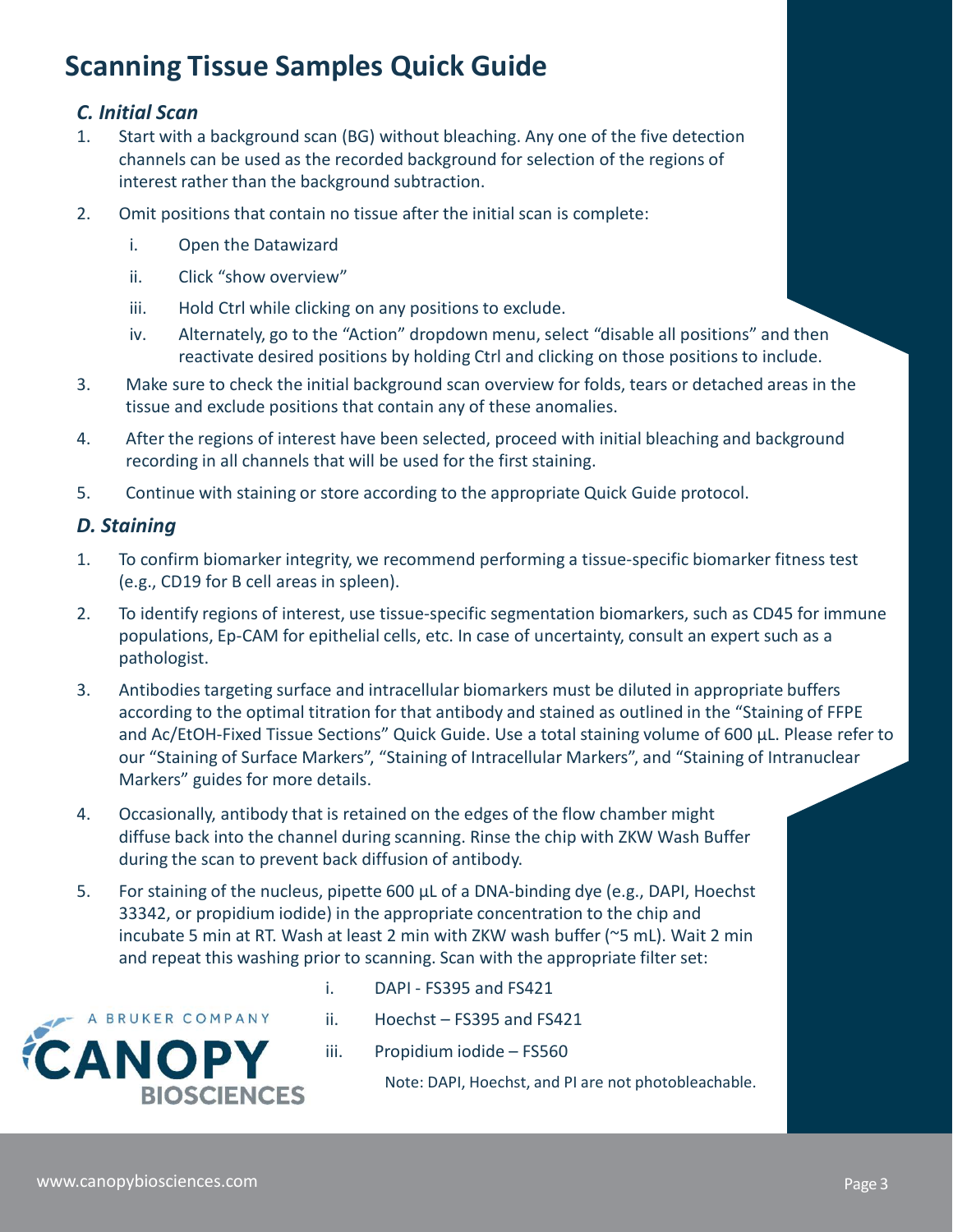# Scanning Tissue Samples Quick Guide

### *C. Initial Scan*

1. Start with a background scan (BG) without bleaching. Any one of the five detection channels can be used as the recorded background for selection of the regions of interest rather than the background subtraction.
2. Omit positions that contain no tissue after the initial scan is complete:
   i. Open the Datawizard
   ii. Click "show overview"
   iii. Hold Ctrl while clicking on any positions to exclude.
   iv. Alternately, go to the "Action" dropdown menu, select "disable all positions" and then reactivate desired positions by holding Ctrl and clicking on those positions to include.
3. Make sure to check the initial background scan overview for folds, tears or detached areas in the tissue and exclude positions that contain any of these anomalies.
4. After the regions of interest have been selected, proceed with initial bleaching and background recording in all channels that will be used for the first staining.
5. Continue with staining or store according to the appropriate Quick Guide protocol.

### *D. Staining*

1. To confirm biomarker integrity, we recommend performing a tissue-specific biomarker fitness test (e.g., CD19 for B cell areas in spleen).
2. To identify regions of interest, use tissue-specific segmentation biomarkers, such as CD45 for immune populations, Ep-CAM for epithelial cells, etc. In case of uncertainty, consult an expert such as a pathologist.
3. Antibodies targeting surface and intracellular biomarkers must be diluted in appropriate buffers according to the optimal titration for that antibody and stained as outlined in the "Staining of FFPE and Ac/EtOH-Fixed Tissue Sections" Quick Guide. Use a total staining volume of 600 µL. Please refer to our "Staining of Surface Markers", "Staining of Intracellular Markers", and "Staining of Intranuclear Markers" guides for more details.
4. Occasionally, antibody that is retained on the edges of the flow chamber might diffuse back into the channel during scanning. Rinse the chip with ZKW Wash Buffer during the scan to prevent back diffusion of antibody.
5. For staining of the nucleus, pipette 600 µL of a DNA-binding dye (e.g., DAPI, Hoechst 33342, or propidium iodide) in the appropriate concentration to the chip and incubate 5 min at RT. Wash at least 2 min with ZKW wash buffer (~5 mL). Wait 2 min and repeat this washing prior to scanning. Scan with the appropriate filter set:
   i. DAPI - FS395 and FS421
   ii. Hoechst – FS395 and FS421
   iii. Propidium iodide – FS560

   Note: DAPI, Hoechst, and PI are not photobleachable.

A BRUKER COMPANY
CANOPY BIOSCIENCES

www.canopybiosciences.com